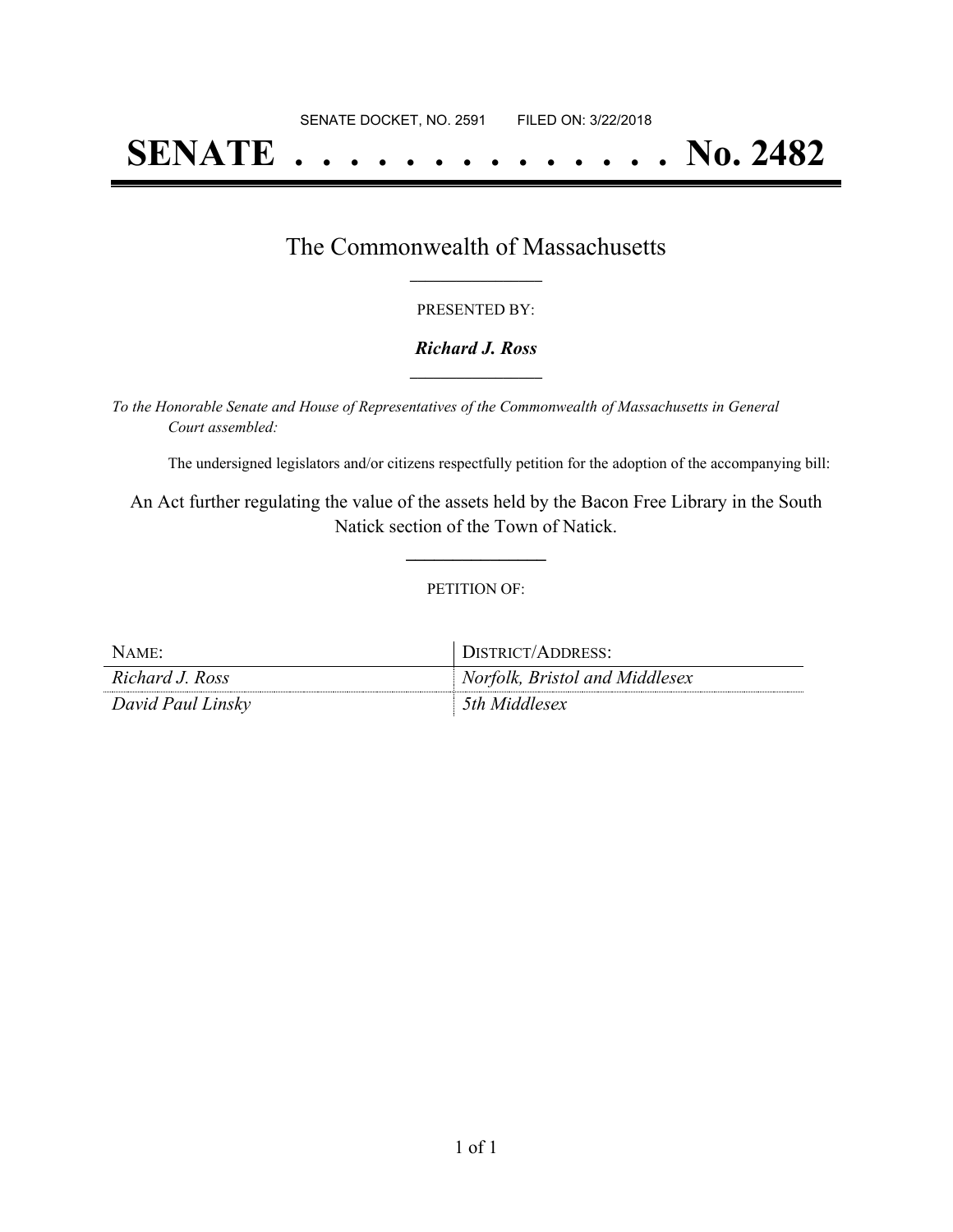SENATE DOCKET, NO. 2591        FILED ON: 3/22/2018

# SENATE . . . . . . . . . . . . . . No. 2482

## The Commonwealth of Massachusetts

PRESENTED BY:

***Richard J. Ross***

*To the Honorable Senate and House of Representatives of the Commonwealth of Massachusetts in General Court assembled:*

The undersigned legislators and/or citizens respectfully petition for the adoption of the accompanying bill:

An Act further regulating the value of the assets held by the Bacon Free Library in the South Natick section of the Town of Natick.

PETITION OF:

| NAME: | DISTRICT/ADDRESS: |
|---|---|
| *Richard J. Ross* | *Norfolk, Bristol and Middlesex* |
| *David Paul Linsky* | *5th Middlesex* |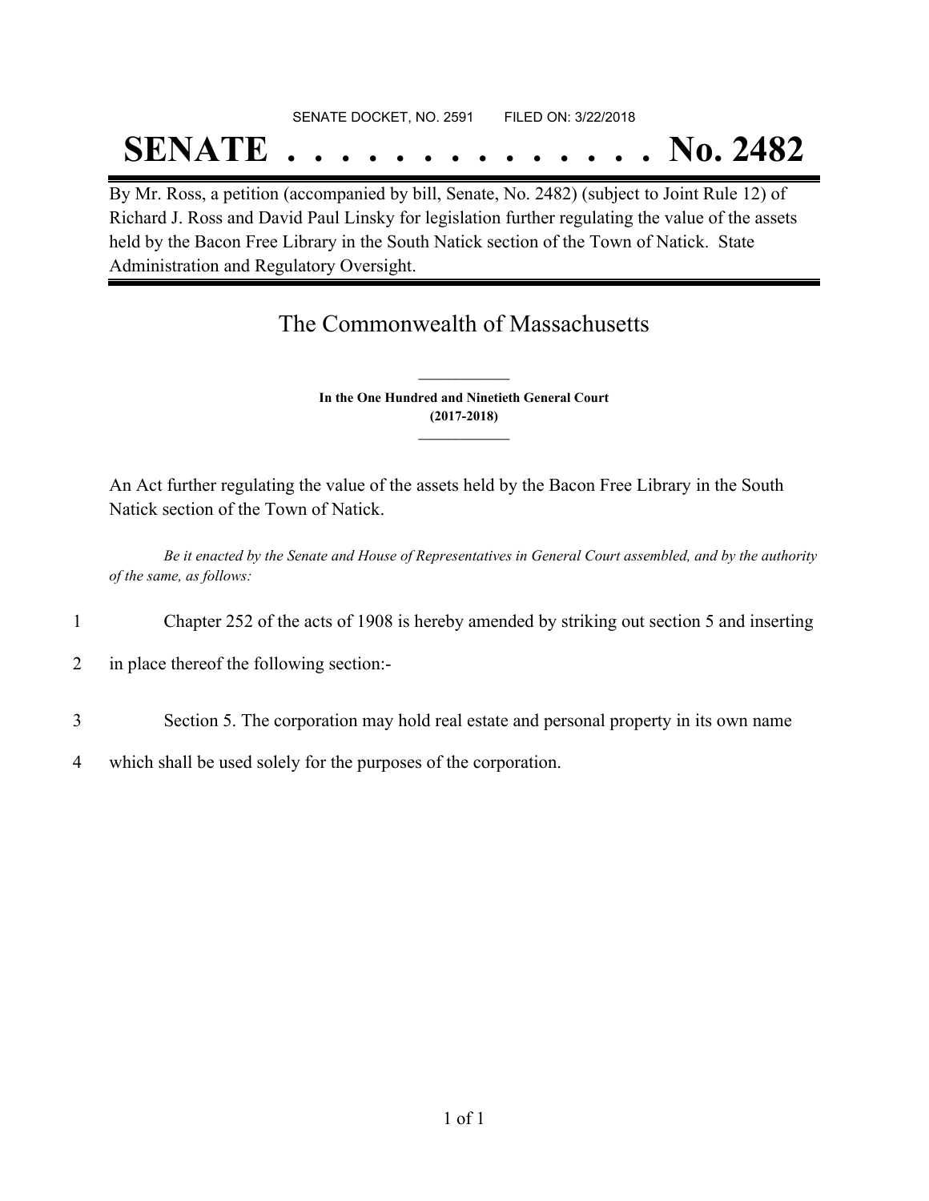SENATE DOCKET, NO. 2591 FILED ON: 3/22/2018

# SENATE . . . . . . . . . . . . . . No. 2482

By Mr. Ross, a petition (accompanied by bill, Senate, No. 2482) (subject to Joint Rule 12) of Richard J. Ross and David Paul Linsky for legislation further regulating the value of the assets held by the Bacon Free Library in the South Natick section of the Town of Natick. State Administration and Regulatory Oversight.

## The Commonwealth of Massachusetts

**In the One Hundred and Ninetieth General Court**
**(2017-2018)**

An Act further regulating the value of the assets held by the Bacon Free Library in the South Natick section of the Town of Natick.

*Be it enacted by the Senate and House of Representatives in General Court assembled, and by the authority of the same, as follows:*

1 Chapter 252 of the acts of 1908 is hereby amended by striking out section 5 and inserting

2 in place thereof the following section:-

3 Section 5. The corporation may hold real estate and personal property in its own name

4 which shall be used solely for the purposes of the corporation.